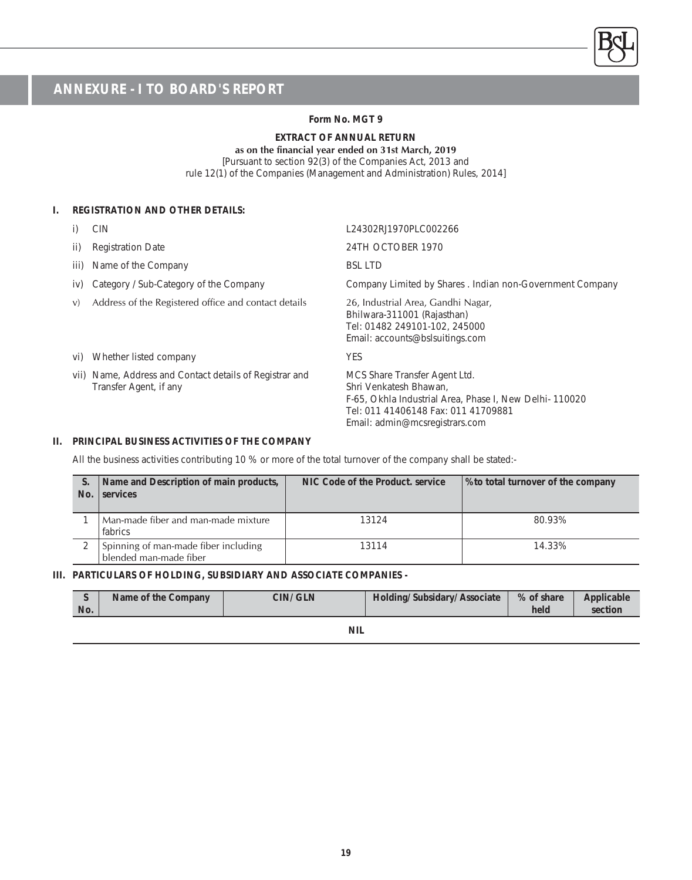## ANNEXURE - I TO BOARD'S REPORT

**Form No. MGT 9**

**EXTRACT OF ANNUAL RETURN**

**as on the financial year ended on 31st March, 2019**

[Pursuant to section 92(3) of the Companies Act, 2013 and rule 12(1) of the Companies (Management and Administration) Rules, 2014]

### I. REGISTRATION AND OTHER DETAILS:

| | | |
|---|---|---|
| i) | CIN | L24302RJ1970PLC002266 |
| ii) | Registration Date | 24TH OCTOBER 1970 |
| iii) | Name of the Company | BSL LTD |
| iv) | Category / Sub-Category of the Company | Company Limited by Shares . Indian non-Government Company |
| v) | Address of the Registered office and contact details | 26, Industrial Area, Gandhi Nagar, Bhilwara-311001 (Rajasthan) Tel: 01482 249101-102, 245000 Email: accounts@bslsuitings.com |
| vi) | Whether listed company | YES |
| vii) | Name, Address and Contact details of Registrar and Transfer Agent, if any | MCS Share Transfer Agent Ltd. Shri Venkatesh Bhawan, F-65, Okhla Industrial Area, Phase I, New Delhi- 110020 Tel: 011 41406148 Fax: 011 41709881 Email: admin@mcsregistrars.com |

### II. PRINCIPAL BUSINESS ACTIVITIES OF THE COMPANY

All the business activities contributing 10 % or more of the total turnover of the company shall be stated:-

| S. No. | Name and Description of main products, services | NIC Code of the Product. service | % to total turnover of the company |
|---|---|---|---|
| 1 | Man-made fiber and man-made mixture fabrics | 13124 | 80.93% |
| 2 | Spinning of man-made fiber including blended man-made fiber | 13114 | 14.33% |

### III. PARTICULARS OF HOLDING, SUBSIDIARY AND ASSOCIATE COMPANIES -

| S No. | Name of the Company | CIN/GLN | Holding/Subsidary/Associate | % of share held | Applicable section |
|---|---|---|---|---|---|
| | | | NIL | | |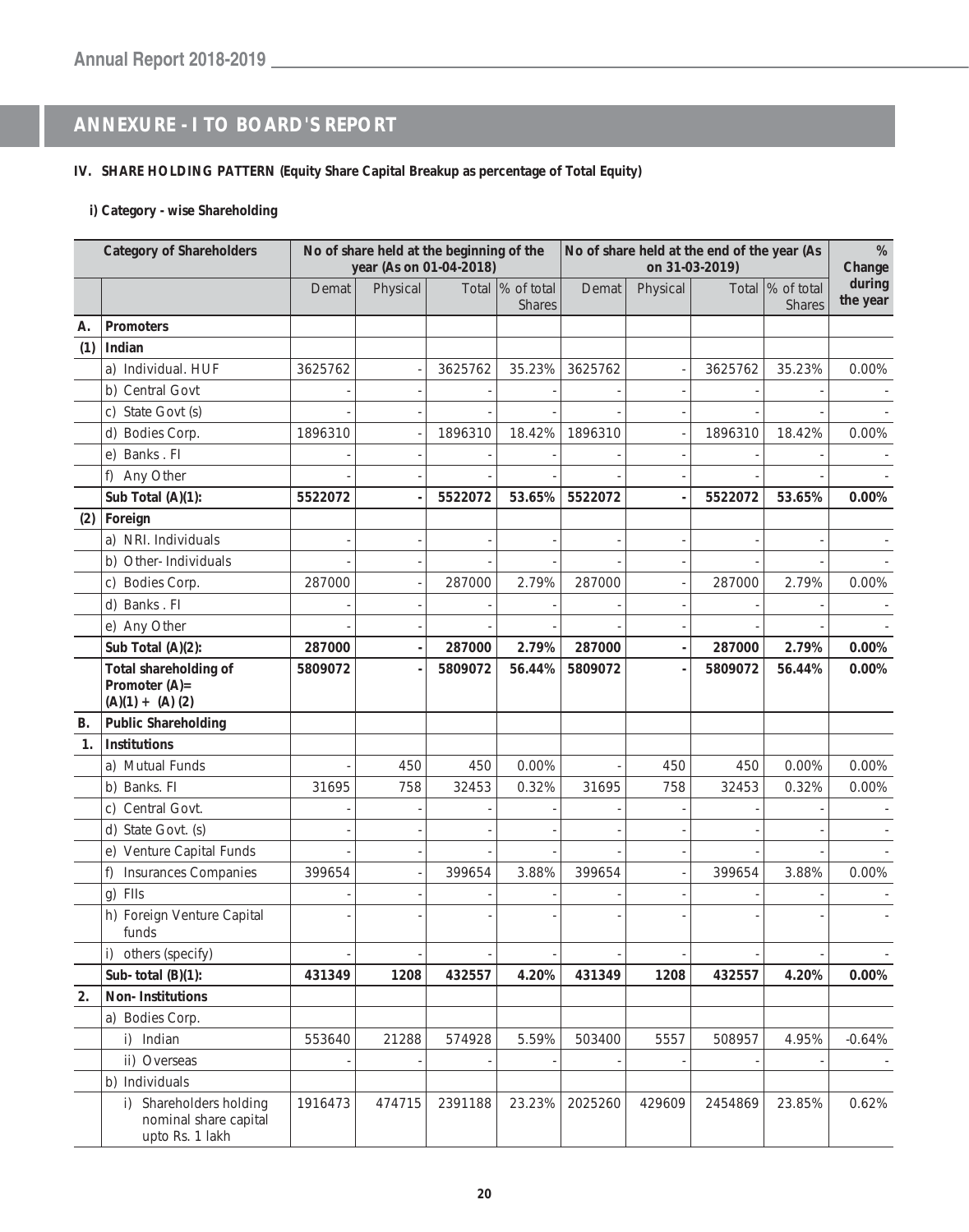## ANNEXURE - I TO BOARD'S REPORT

**IV. SHARE HOLDING PATTERN (Equity Share Capital Breakup as percentage of Total Equity)**

**i) Category - wise Shareholding**

| | Category of Shareholders | No of share held at the beginning of the year (As on 01-04-2018) | | | | No of share held at the end of the year (As on 31-03-2019) | | | | % Change during the year |
|---|---|---|---|---|---|---|---|---|---|---|
| | | Demat | Physical | Total | % of total Shares | Demat | Physical | Total | % of total Shares | |
| **A.** | **Promoters** | | | | | | | | | |
| **(1)** | **Indian** | | | | | | | | | |
| | a) Individual. HUF | 3625762 | - | 3625762 | 35.23% | 3625762 | - | 3625762 | 35.23% | 0.00% |
| | b) Central Govt | - | - | - | - | - | - | - | - | - |
| | c) State Govt (s) | - | - | - | - | - | - | - | - | - |
| | d) Bodies Corp. | 1896310 | - | 1896310 | 18.42% | 1896310 | - | 1896310 | 18.42% | 0.00% |
| | e) Banks . FI | - | - | - | - | - | - | - | - | - |
| | f) Any Other | - | - | - | - | - | - | - | - | - |
| | **Sub Total (A)(1):** | **5522072** | **-** | **5522072** | **53.65%** | **5522072** | **-** | **5522072** | **53.65%** | **0.00%** |
| **(2)** | **Foreign** | | | | | | | | | |
| | a) NRI. Individuals | - | - | - | - | - | - | - | - | - |
| | b) Other- Individuals | - | - | - | - | - | - | - | - | - |
| | c) Bodies Corp. | 287000 | - | 287000 | 2.79% | 287000 | - | 287000 | 2.79% | 0.00% |
| | d) Banks . FI | - | - | - | - | - | - | - | - | - |
| | e) Any Other | - | - | - | - | - | - | - | - | - |
| | **Sub Total (A)(2):** | **287000** | **-** | **287000** | **2.79%** | **287000** | **-** | **287000** | **2.79%** | **0.00%** |
| | **Total shareholding of Promoter (A)= (A)(1) + (A) (2)** | **5809072** | **-** | **5809072** | **56.44%** | **5809072** | **-** | **5809072** | **56.44%** | **0.00%** |
| **B.** | **Public Shareholding** | | | | | | | | | |
| **1.** | **Institutions** | | | | | | | | | |
| | a) Mutual Funds | - | 450 | 450 | 0.00% | - | 450 | 450 | 0.00% | 0.00% |
| | b) Banks. FI | 31695 | 758 | 32453 | 0.32% | 31695 | 758 | 32453 | 0.32% | 0.00% |
| | c) Central Govt. | - | - | - | - | - | - | - | - | - |
| | d) State Govt. (s) | - | - | - | - | - | - | - | - | - |
| | e) Venture Capital Funds | - | - | - | - | - | - | - | - | - |
| | f) Insurances Companies | 399654 | - | 399654 | 3.88% | 399654 | - | 399654 | 3.88% | 0.00% |
| | g) FIIs | - | - | - | - | - | - | - | - | - |
| | h) Foreign Venture Capital funds | - | - | - | - | - | - | - | - | - |
| | i) others (specify) | - | - | - | - | - | - | - | - | - |
| | **Sub- total (B)(1):** | **431349** | **1208** | **432557** | **4.20%** | **431349** | **1208** | **432557** | **4.20%** | **0.00%** |
| **2.** | **Non- Institutions** | | | | | | | | | |
| | a) Bodies Corp. | | | | | | | | | |
| | i) Indian | 553640 | 21288 | 574928 | 5.59% | 503400 | 5557 | 508957 | 4.95% | -0.64% |
| | ii) Overseas | - | - | - | - | - | - | - | - | - |
| | b) Individuals | | | | | | | | | |
| | i) Shareholders holding nominal share capital upto Rs. 1 lakh | 1916473 | 474715 | 2391188 | 23.23% | 2025260 | 429609 | 2454869 | 23.85% | 0.62% |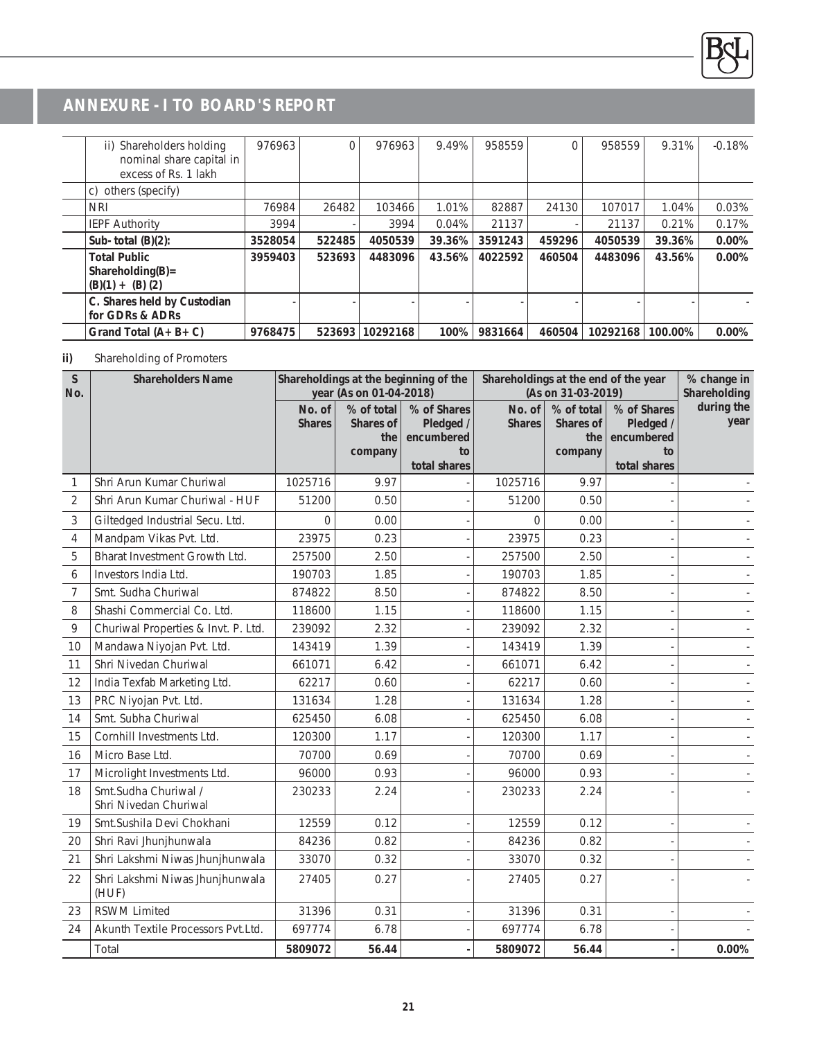## ANNEXURE - I TO BOARD'S REPORT

| | | | | | | | | | |
|---|---|---|---|---|---|---|---|---|---|
| ii) Shareholders holding nominal share capital in excess of Rs. 1 lakh | 976963 | 0 | 976963 | 9.49% | 958559 | 0 | 958559 | 9.31% | -0.18% |
| c) others (specify) | | | | | | | | | |
| NRI | 76984 | 26482 | 103466 | 1.01% | 82887 | 24130 | 107017 | 1.04% | 0.03% |
| IEPF Authority | 3994 | - | 3994 | 0.04% | 21137 | - | 21137 | 0.21% | 0.17% |
| **Sub- total (B)(2):** | **3528054** | **522485** | **4050539** | **39.36%** | **3591243** | **459296** | **4050539** | **39.36%** | **0.00%** |
| **Total Public Shareholding(B)= (B)(1) + (B) (2)** | **3959403** | **523693** | **4483096** | **43.56%** | **4022592** | **460504** | **4483096** | **43.56%** | **0.00%** |
| **C. Shares held by Custodian for GDRs & ADRs** | - | - | - | - | - | - | - | - | - |
| **Grand Total (A+ B+ C)** | **9768475** | **523693** | **10292168** | **100%** | **9831664** | **460504** | **10292168** | **100.00%** | **0.00%** |

**ii)** Shareholding of Promoters

| S No. | Shareholders Name | Shareholdings at the beginning of the year (As on 01-04-2018) | | | Shareholdings at the end of the year (As on 31-03-2019) | | | % change in Shareholding during the year |
|---|---|---|---|---|---|---|---|---|
| | | No. of Shares | % of total Shares of the company | % of Shares Pledged / encumbered to total shares | No. of Shares | % of total Shares of the company | % of Shares Pledged / encumbered to total shares | |
| 1 | Shri Arun Kumar Churiwal | 1025716 | 9.97 | - | 1025716 | 9.97 | - | - |
| 2 | Shri Arun Kumar Churiwal - HUF | 51200 | 0.50 | - | 51200 | 0.50 | - | - |
| 3 | Giltedged Industrial Secu. Ltd. | 0 | 0.00 | - | 0 | 0.00 | - | - |
| 4 | Mandpam Vikas Pvt. Ltd. | 23975 | 0.23 | - | 23975 | 0.23 | - | - |
| 5 | Bharat Investment Growth Ltd. | 257500 | 2.50 | - | 257500 | 2.50 | - | - |
| 6 | Investors India Ltd. | 190703 | 1.85 | - | 190703 | 1.85 | - | - |
| 7 | Smt. Sudha Churiwal | 874822 | 8.50 | - | 874822 | 8.50 | - | - |
| 8 | Shashi Commercial Co. Ltd. | 118600 | 1.15 | - | 118600 | 1.15 | - | - |
| 9 | Churiwal Properties & Invt. P. Ltd. | 239092 | 2.32 | - | 239092 | 2.32 | - | - |
| 10 | Mandawa Niyojan Pvt. Ltd. | 143419 | 1.39 | - | 143419 | 1.39 | - | - |
| 11 | Shri Nivedan Churiwal | 661071 | 6.42 | - | 661071 | 6.42 | - | - |
| 12 | India Texfab Marketing Ltd. | 62217 | 0.60 | - | 62217 | 0.60 | - | - |
| 13 | PRC Niyojan Pvt. Ltd. | 131634 | 1.28 | - | 131634 | 1.28 | - | - |
| 14 | Smt. Subha Churiwal | 625450 | 6.08 | - | 625450 | 6.08 | - | - |
| 15 | Cornhill Investments Ltd. | 120300 | 1.17 | - | 120300 | 1.17 | - | - |
| 16 | Micro Base Ltd. | 70700 | 0.69 | - | 70700 | 0.69 | - | - |
| 17 | Microlight Investments Ltd. | 96000 | 0.93 | - | 96000 | 0.93 | - | - |
| 18 | Smt.Sudha Churiwal / Shri Nivedan Churiwal | 230233 | 2.24 | - | 230233 | 2.24 | - | - |
| 19 | Smt.Sushila Devi Chokhani | 12559 | 0.12 | - | 12559 | 0.12 | - | - |
| 20 | Shri Ravi Jhunjhunwala | 84236 | 0.82 | - | 84236 | 0.82 | - | - |
| 21 | Shri Lakshmi Niwas Jhunjhunwala | 33070 | 0.32 | - | 33070 | 0.32 | - | - |
| 22 | Shri Lakshmi Niwas Jhunjhunwala (HUF) | 27405 | 0.27 | - | 27405 | 0.27 | - | - |
| 23 | RSWM Limited | 31396 | 0.31 | - | 31396 | 0.31 | - | - |
| 24 | Akunth Textile Processors Pvt.Ltd. | 697774 | 6.78 | - | 697774 | 6.78 | - | - |
| | Total | **5809072** | **56.44** | **-** | **5809072** | **56.44** | **-** | **0.00%** |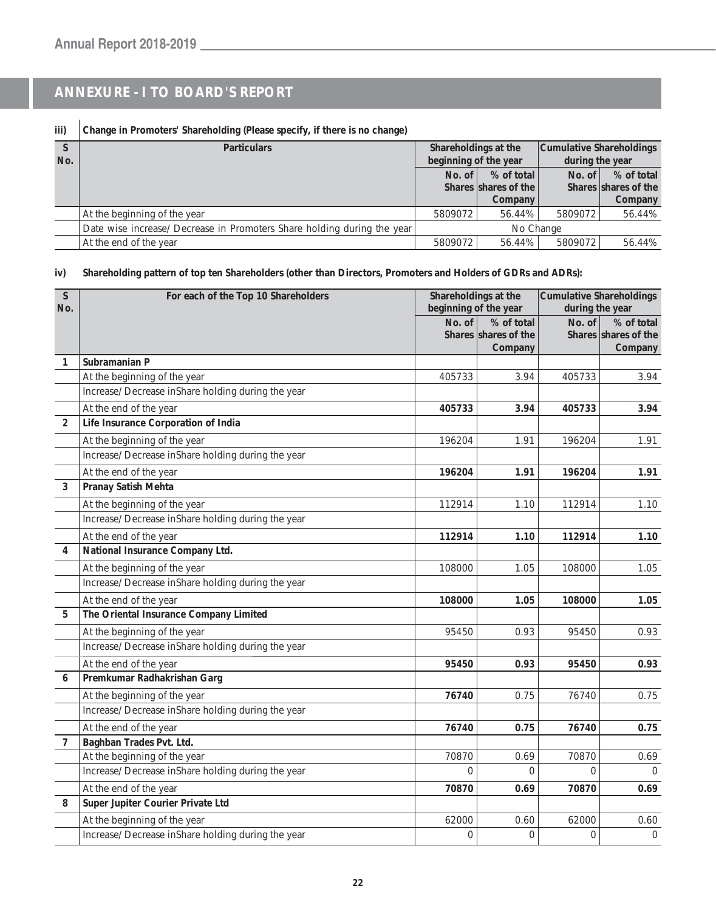## ANNEXURE - I TO BOARD'S REPORT

**iii) Change in Promoters' Shareholding (Please specify, if there is no change)**

| S No. | Particulars | Shareholdings at the beginning of the year | | Cumulative Shareholdings during the year | |
|---|---|---|---|---|---|
| | | No. of Shares | % of total shares of the Company | No. of Shares | % of total shares of the Company |
| | At the beginning of the year | 5809072 | 56.44% | 5809072 | 56.44% |
| | Date wise increase/ Decrease in Promoters Share holding during the year | No Change | | | |
| | At the end of the year | 5809072 | 56.44% | 5809072 | 56.44% |

**iv) Shareholding pattern of top ten Shareholders (other than Directors, Promoters and Holders of GDRs and ADRs):**

| S No. | For each of the Top 10 Shareholders | Shareholdings at the beginning of the year | | Cumulative Shareholdings during the year | |
|---|---|---|---|---|---|
| | | No. of Shares | % of total shares of the Company | No. of Shares | % of total shares of the Company |
| 1 | **Subramanian P** | | | | |
| | At the beginning of the year | 405733 | 3.94 | 405733 | 3.94 |
| | Increase/ Decrease inShare holding during the year | | | | |
| | At the end of the year | **405733** | **3.94** | **405733** | **3.94** |
| 2 | **Life Insurance Corporation of India** | | | | |
| | At the beginning of the year | 196204 | 1.91 | 196204 | 1.91 |
| | Increase/ Decrease inShare holding during the year | | | | |
| | At the end of the year | **196204** | **1.91** | **196204** | **1.91** |
| 3 | **Pranay Satish Mehta** | | | | |
| | At the beginning of the year | 112914 | 1.10 | 112914 | 1.10 |
| | Increase/ Decrease inShare holding during the year | | | | |
| | At the end of the year | **112914** | **1.10** | **112914** | **1.10** |
| 4 | **National Insurance Company Ltd.** | | | | |
| | At the beginning of the year | 108000 | 1.05 | 108000 | 1.05 |
| | Increase/ Decrease inShare holding during the year | | | | |
| | At the end of the year | **108000** | **1.05** | **108000** | **1.05** |
| 5 | **The Oriental Insurance Company Limited** | | | | |
| | At the beginning of the year | 95450 | 0.93 | 95450 | 0.93 |
| | Increase/ Decrease inShare holding during the year | | | | |
| | At the end of the year | **95450** | **0.93** | **95450** | **0.93** |
| 6 | **Premkumar Radhakrishan Garg** | | | | |
| | At the beginning of the year | **76740** | 0.75 | 76740 | 0.75 |
| | Increase/ Decrease inShare holding during the year | | | | |
| | At the end of the year | **76740** | **0.75** | **76740** | **0.75** |
| 7 | **Baghban Trades Pvt. Ltd.** | | | | |
| | At the beginning of the year | 70870 | 0.69 | 70870 | 0.69 |
| | Increase/ Decrease inShare holding during the year | 0 | 0 | 0 | 0 |
| | At the end of the year | **70870** | **0.69** | **70870** | **0.69** |
| 8 | **Super Jupiter Courier Private Ltd** | | | | |
| | At the beginning of the year | 62000 | 0.60 | 62000 | 0.60 |
| | Increase/ Decrease inShare holding during the year | 0 | 0 | 0 | 0 |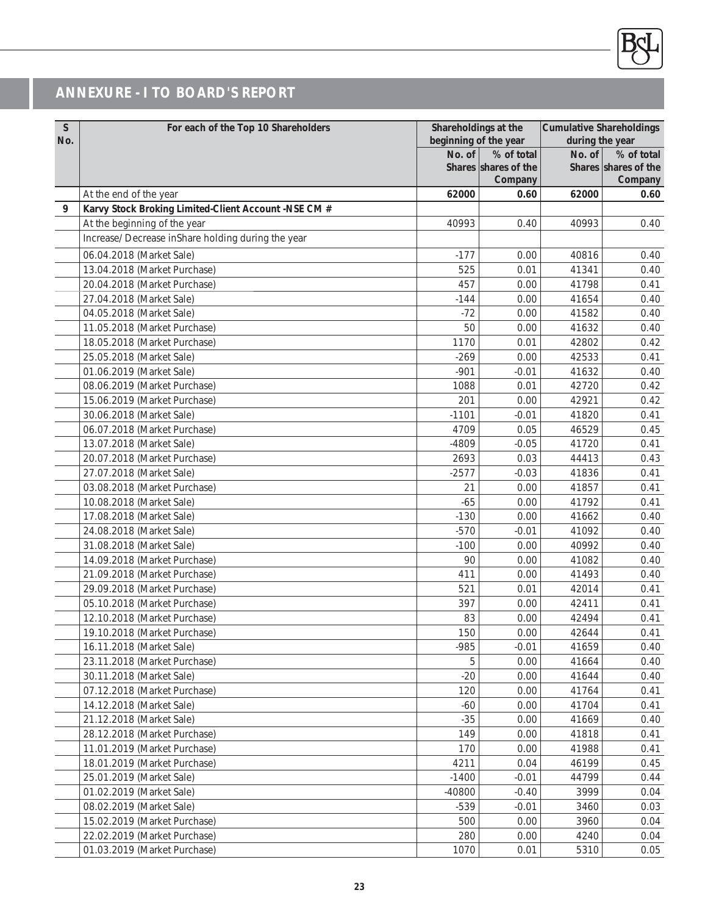## ANNEXURE - I TO BOARD'S REPORT

| S No. | For each of the Top 10 Shareholders | Shareholdings at the beginning of the year | | Cumulative Shareholdings during the year | |
|---|---|---|---|---|---|
| | | No. of Shares | % of total shares of the Company | No. of Shares | % of total shares of the Company |
| | At the end of the year | **62000** | **0.60** | **62000** | **0.60** |
| **9** | **Karvy Stock Broking Limited-Client Account -NSE CM #** | | | | |
| | At the beginning of the year | 40993 | 0.40 | 40993 | 0.40 |
| | Increase/ Decrease inShare holding during the year | | | | |
| | 06.04.2018 (Market Sale) | -177 | 0.00 | 40816 | 0.40 |
| | 13.04.2018 (Market Purchase) | 525 | 0.01 | 41341 | 0.40 |
| | 20.04.2018 (Market Purchase) | 457 | 0.00 | 41798 | 0.41 |
| | 27.04.2018 (Market Sale) | -144 | 0.00 | 41654 | 0.40 |
| | 04.05.2018 (Market Sale) | -72 | 0.00 | 41582 | 0.40 |
| | 11.05.2018 (Market Purchase) | 50 | 0.00 | 41632 | 0.40 |
| | 18.05.2018 (Market Purchase) | 1170 | 0.01 | 42802 | 0.42 |
| | 25.05.2018 (Market Sale) | -269 | 0.00 | 42533 | 0.41 |
| | 01.06.2019 (Market Sale) | -901 | -0.01 | 41632 | 0.40 |
| | 08.06.2019 (Market Purchase) | 1088 | 0.01 | 42720 | 0.42 |
| | 15.06.2019 (Market Purchase) | 201 | 0.00 | 42921 | 0.42 |
| | 30.06.2018 (Market Sale) | -1101 | -0.01 | 41820 | 0.41 |
| | 06.07.2018 (Market Purchase) | 4709 | 0.05 | 46529 | 0.45 |
| | 13.07.2018 (Market Sale) | -4809 | -0.05 | 41720 | 0.41 |
| | 20.07.2018 (Market Purchase) | 2693 | 0.03 | 44413 | 0.43 |
| | 27.07.2018 (Market Sale) | -2577 | -0.03 | 41836 | 0.41 |
| | 03.08.2018 (Market Purchase) | 21 | 0.00 | 41857 | 0.41 |
| | 10.08.2018 (Market Sale) | -65 | 0.00 | 41792 | 0.41 |
| | 17.08.2018 (Market Sale) | -130 | 0.00 | 41662 | 0.40 |
| | 24.08.2018 (Market Sale) | -570 | -0.01 | 41092 | 0.40 |
| | 31.08.2018 (Market Sale) | -100 | 0.00 | 40992 | 0.40 |
| | 14.09.2018 (Market Purchase) | 90 | 0.00 | 41082 | 0.40 |
| | 21.09.2018 (Market Purchase) | 411 | 0.00 | 41493 | 0.40 |
| | 29.09.2018 (Market Purchase) | 521 | 0.01 | 42014 | 0.41 |
| | 05.10.2018 (Market Purchase) | 397 | 0.00 | 42411 | 0.41 |
| | 12.10.2018 (Market Purchase) | 83 | 0.00 | 42494 | 0.41 |
| | 19.10.2018 (Market Purchase) | 150 | 0.00 | 42644 | 0.41 |
| | 16.11.2018 (Market Sale) | -985 | -0.01 | 41659 | 0.40 |
| | 23.11.2018 (Market Purchase) | 5 | 0.00 | 41664 | 0.40 |
| | 30.11.2018 (Market Sale) | -20 | 0.00 | 41644 | 0.40 |
| | 07.12.2018 (Market Purchase) | 120 | 0.00 | 41764 | 0.41 |
| | 14.12.2018 (Market Sale) | -60 | 0.00 | 41704 | 0.41 |
| | 21.12.2018 (Market Sale) | -35 | 0.00 | 41669 | 0.40 |
| | 28.12.2018 (Market Purchase) | 149 | 0.00 | 41818 | 0.41 |
| | 11.01.2019 (Market Purchase) | 170 | 0.00 | 41988 | 0.41 |
| | 18.01.2019 (Market Purchase) | 4211 | 0.04 | 46199 | 0.45 |
| | 25.01.2019 (Market Sale) | -1400 | -0.01 | 44799 | 0.44 |
| | 01.02.2019 (Market Sale) | -40800 | -0.40 | 3999 | 0.04 |
| | 08.02.2019 (Market Sale) | -539 | -0.01 | 3460 | 0.03 |
| | 15.02.2019 (Market Purchase) | 500 | 0.00 | 3960 | 0.04 |
| | 22.02.2019 (Market Purchase) | 280 | 0.00 | 4240 | 0.04 |
| | 01.03.2019 (Market Purchase) | 1070 | 0.01 | 5310 | 0.05 |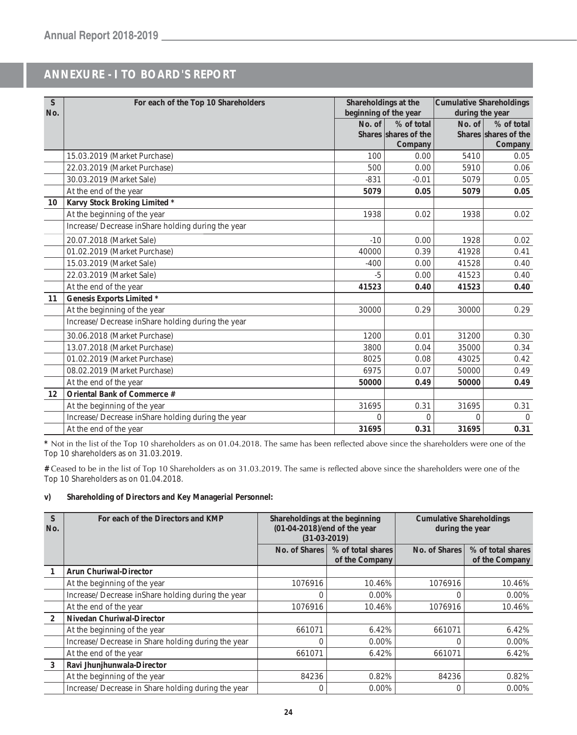## ANNEXURE - I TO BOARD'S REPORT

| S No. | For each of the Top 10 Shareholders | Shareholdings at the beginning of the year | | Cumulative Shareholdings during the year | |
|---|---|---|---|---|---|
| | | No. of Shares | % of total shares of the Company | No. of Shares | % of total shares of the Company |
| | 15.03.2019 (Market Purchase) | 100 | 0.00 | 5410 | 0.05 |
| | 22.03.2019 (Market Purchase) | 500 | 0.00 | 5910 | 0.06 |
| | 30.03.2019 (Market Sale) | -831 | -0.01 | 5079 | 0.05 |
| | At the end of the year | **5079** | **0.05** | **5079** | **0.05** |
| **10** | **Karvy Stock Broking Limited *** | | | | |
| | At the beginning of the year | 1938 | 0.02 | 1938 | 0.02 |
| | Increase/ Decrease inShare holding during the year | | | | |
| | 20.07.2018 (Market Sale) | -10 | 0.00 | 1928 | 0.02 |
| | 01.02.2019 (Market Purchase) | 40000 | 0.39 | 41928 | 0.41 |
| | 15.03.2019 (Market Sale) | -400 | 0.00 | 41528 | 0.40 |
| | 22.03.2019 (Market Sale) | -5 | 0.00 | 41523 | 0.40 |
| | At the end of the year | **41523** | **0.40** | **41523** | **0.40** |
| **11** | **Genesis Exports Limited *** | | | | |
| | At the beginning of the year | 30000 | 0.29 | 30000 | 0.29 |
| | Increase/ Decrease inShare holding during the year | | | | |
| | 30.06.2018 (Market Purchase) | 1200 | 0.01 | 31200 | 0.30 |
| | 13.07.2018 (Market Purchase) | 3800 | 0.04 | 35000 | 0.34 |
| | 01.02.2019 (Market Purchase) | 8025 | 0.08 | 43025 | 0.42 |
| | 08.02.2019 (Market Purchase) | 6975 | 0.07 | 50000 | 0.49 |
| | At the end of the year | **50000** | **0.49** | **50000** | **0.49** |
| **12** | **Oriental Bank of Commerce #** | | | | |
| | At the beginning of the year | 31695 | 0.31 | 31695 | 0.31 |
| | Increase/ Decrease inShare holding during the year | 0 | 0 | 0 | 0 |
| | At the end of the year | **31695** | **0.31** | **31695** | **0.31** |

**\*** Not in the list of the Top 10 shareholders as on 01.04.2018. The same has been reflected above since the shareholders were one of the Top 10 shareholders as on 31.03.2019.

**#** Ceased to be in the list of Top 10 Shareholders as on 31.03.2019. The same is reflected above since the shareholders were one of the Top 10 Shareholders as on 01.04.2018.

**v) Shareholding of Directors and Key Managerial Personnel:**

| S No. | For each of the Directors and KMP | Shareholdings at the beginning (01-04-2018)/end of the year (31-03-2019) | | Cumulative Shareholdings during the year | |
|---|---|---|---|---|---|
| | | No. of Shares | % of total shares of the Company | No. of Shares | % of total shares of the Company |
| **1** | **Arun Churiwal-Director** | | | | |
| | At the beginning of the year | 1076916 | 10.46% | 1076916 | 10.46% |
| | Increase/ Decrease inShare holding during the year | 0 | 0.00% | 0 | 0.00% |
| | At the end of the year | 1076916 | 10.46% | 1076916 | 10.46% |
| **2** | **Nivedan Churiwal-Director** | | | | |
| | At the beginning of the year | 661071 | 6.42% | 661071 | 6.42% |
| | Increase/ Decrease in Share holding during the year | 0 | 0.00% | 0 | 0.00% |
| | At the end of the year | 661071 | 6.42% | 661071 | 6.42% |
| **3** | **Ravi Jhunjhunwala-Director** | | | | |
| | At the beginning of the year | 84236 | 0.82% | 84236 | 0.82% |
| | Increase/ Decrease in Share holding during the year | 0 | 0.00% | 0 | 0.00% |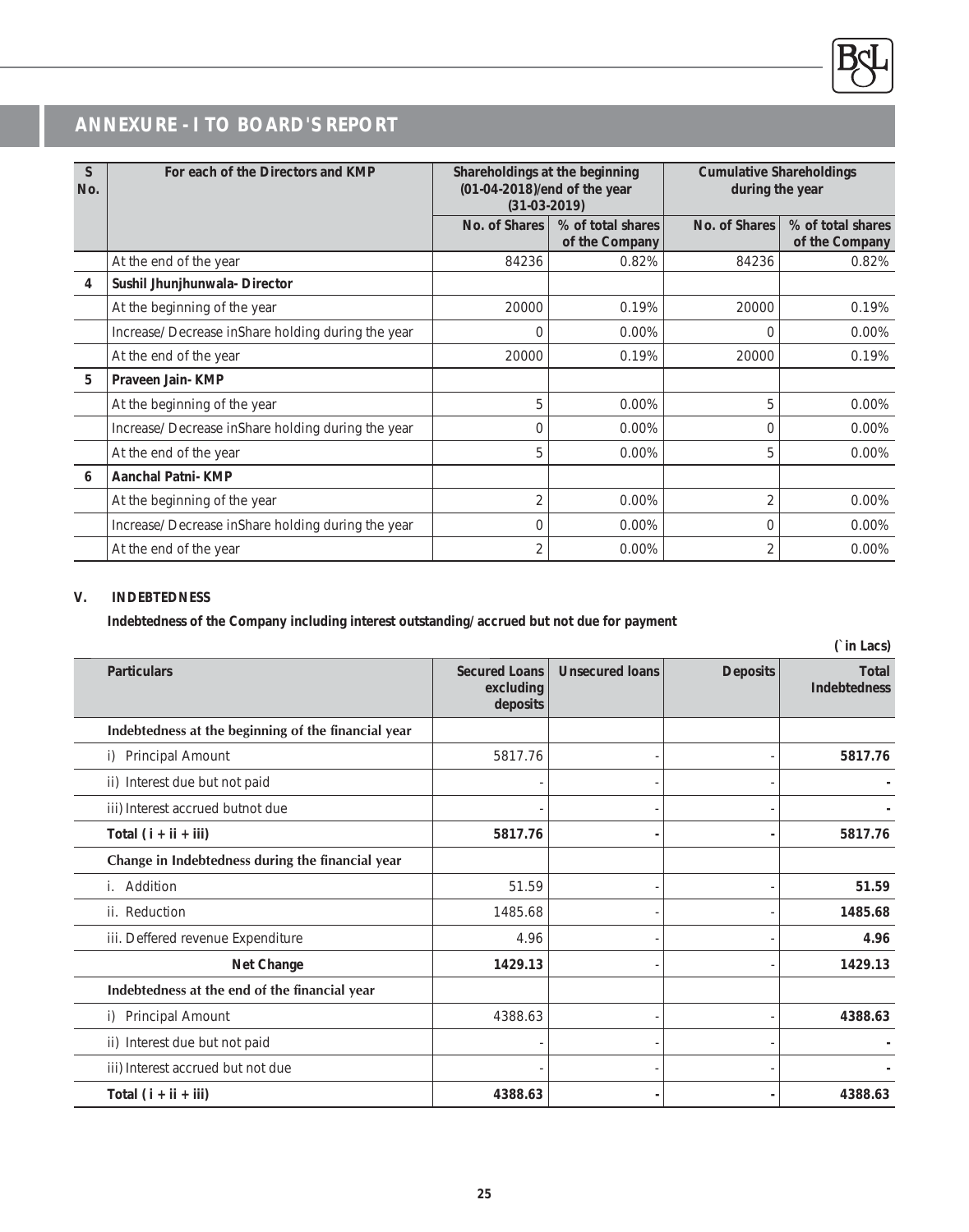## ANNEXURE - I TO BOARD'S REPORT

| S No. | For each of the Directors and KMP | Shareholdings at the beginning (01-04-2018)/end of the year (31-03-2019) | | Cumulative Shareholdings during the year | |
|---|---|---|---|---|---|
| | | No. of Shares | % of total shares of the Company | No. of Shares | % of total shares of the Company |
| | At the end of the year | 84236 | 0.82% | 84236 | 0.82% |
| **4** | **Sushil Jhunjhunwala- Director** | | | | |
| | At the beginning of the year | 20000 | 0.19% | 20000 | 0.19% |
| | Increase/ Decrease inShare holding during the year | 0 | 0.00% | 0 | 0.00% |
| | At the end of the year | 20000 | 0.19% | 20000 | 0.19% |
| **5** | **Praveen Jain- KMP** | | | | |
| | At the beginning of the year | 5 | 0.00% | 5 | 0.00% |
| | Increase/ Decrease inShare holding during the year | 0 | 0.00% | 0 | 0.00% |
| | At the end of the year | 5 | 0.00% | 5 | 0.00% |
| **6** | **Aanchal Patni- KMP** | | | | |
| | At the beginning of the year | 2 | 0.00% | 2 | 0.00% |
| | Increase/ Decrease inShare holding during the year | 0 | 0.00% | 0 | 0.00% |
| | At the end of the year | 2 | 0.00% | 2 | 0.00% |

### V. INDEBTEDNESS

**Indebtedness of the Company including interest outstanding/ accrued but not due for payment**

(` in Lacs)

| Particulars | Secured Loans excluding deposits | Unsecured loans | Deposits | Total Indebtedness |
|---|---|---|---|---|
| **Indebtedness at the beginning of the financial year** | | | | |
| i) Principal Amount | 5817.76 | - | - | **5817.76** |
| ii) Interest due but not paid | - | - | - | **-** |
| iii) Interest accrued butnot due | - | - | - | **-** |
| **Total ( i + ii + iii)** | **5817.76** | **-** | **-** | **5817.76** |
| **Change in Indebtedness during the financial year** | | | | |
| i. Addition | 51.59 | - | - | **51.59** |
| ii. Reduction | 1485.68 | - | - | **1485.68** |
| iii. Deffered revenue Expenditure | 4.96 | - | - | **4.96** |
| **Net Change** | **1429.13** | - | - | **1429.13** |
| **Indebtedness at the end of the financial year** | | | | |
| i) Principal Amount | 4388.63 | - | - | **4388.63** |
| ii) Interest due but not paid | - | - | - | **-** |
| iii) Interest accrued but not due | - | - | - | **-** |
| **Total ( i + ii + iii)** | **4388.63** | **-** | **-** | **4388.63** |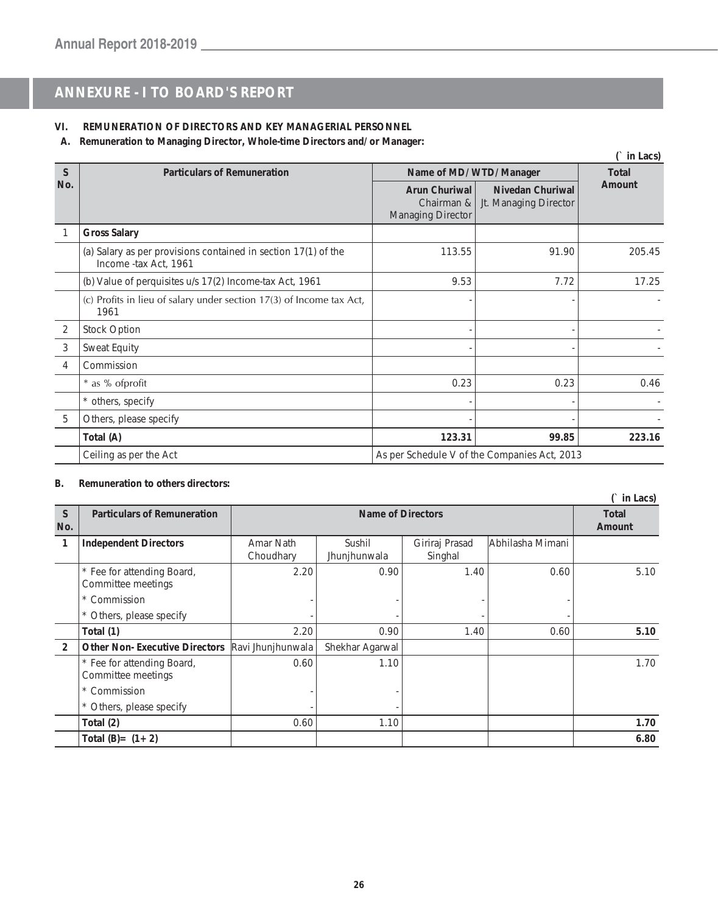# ANNEXURE - I TO BOARD'S REPORT

## VI. REMUNERATION OF DIRECTORS AND KEY MANAGERIAL PERSONNEL

### A. Remuneration to Managing Director, Whole-time Directors and/or Manager:

(` in Lacs)

| S No. | Particulars of Remuneration | Name of MD/WTD/Manager | | Total Amount |
|---|---|---|---|---|
| | | **Arun Churiwal** Chairman & Managing Director | **Nivedan Churiwal** Jt. Managing Director | |
| 1 | **Gross Salary** | | | |
| | (a) Salary as per provisions contained in section 17(1) of the Income -tax Act, 1961 | 113.55 | 91.90 | 205.45 |
| | (b) Value of perquisites u/s 17(2) Income-tax Act, 1961 | 9.53 | 7.72 | 17.25 |
| | (c) Profits in lieu of salary under section 17(3) of Income tax Act, 1961 | - | - | - |
| 2 | Stock Option | - | - | - |
| 3 | Sweat Equity | - | - | - |
| 4 | Commission | | | |
| | * as % ofprofit | 0.23 | 0.23 | 0.46 |
| | * others, specify | - | - | - |
| 5 | Others, please specify | - | - | - |
| | **Total (A)** | **123.31** | **99.85** | **223.16** |
| | Ceiling as per the Act | As per Schedule V of the Companies Act, 2013 | | |

### B. Remuneration to others directors:

(` in Lacs)

| S No. | Particulars of Remuneration | Name of Directors | | | | Total Amount |
|---|---|---|---|---|---|---|
| **1** | **Independent Directors** | Amar Nath Choudhary | Sushil Jhunjhunwala | Giriraj Prasad Singhal | Abhilasha Mimani | |
| | * Fee for attending Board, Committee meetings | 2.20 | 0.90 | 1.40 | 0.60 | 5.10 |
| | * Commission | - | - | - | - | |
| | * Others, please specify | - | - | - | - | |
| | **Total (1)** | 2.20 | 0.90 | 1.40 | 0.60 | **5.10** |
| **2** | **Other Non- Executive Directors** | Ravi Jhunjhunwala | Shekhar Agarwal | | | |
| | * Fee for attending Board, Committee meetings | 0.60 | 1.10 | | | 1.70 |
| | * Commission | - | - | | | |
| | * Others, please specify | - | - | | | |
| | **Total (2)** | 0.60 | 1.10 | | | **1.70** |
| | **Total (B)= (1+ 2)** | | | | | **6.80** |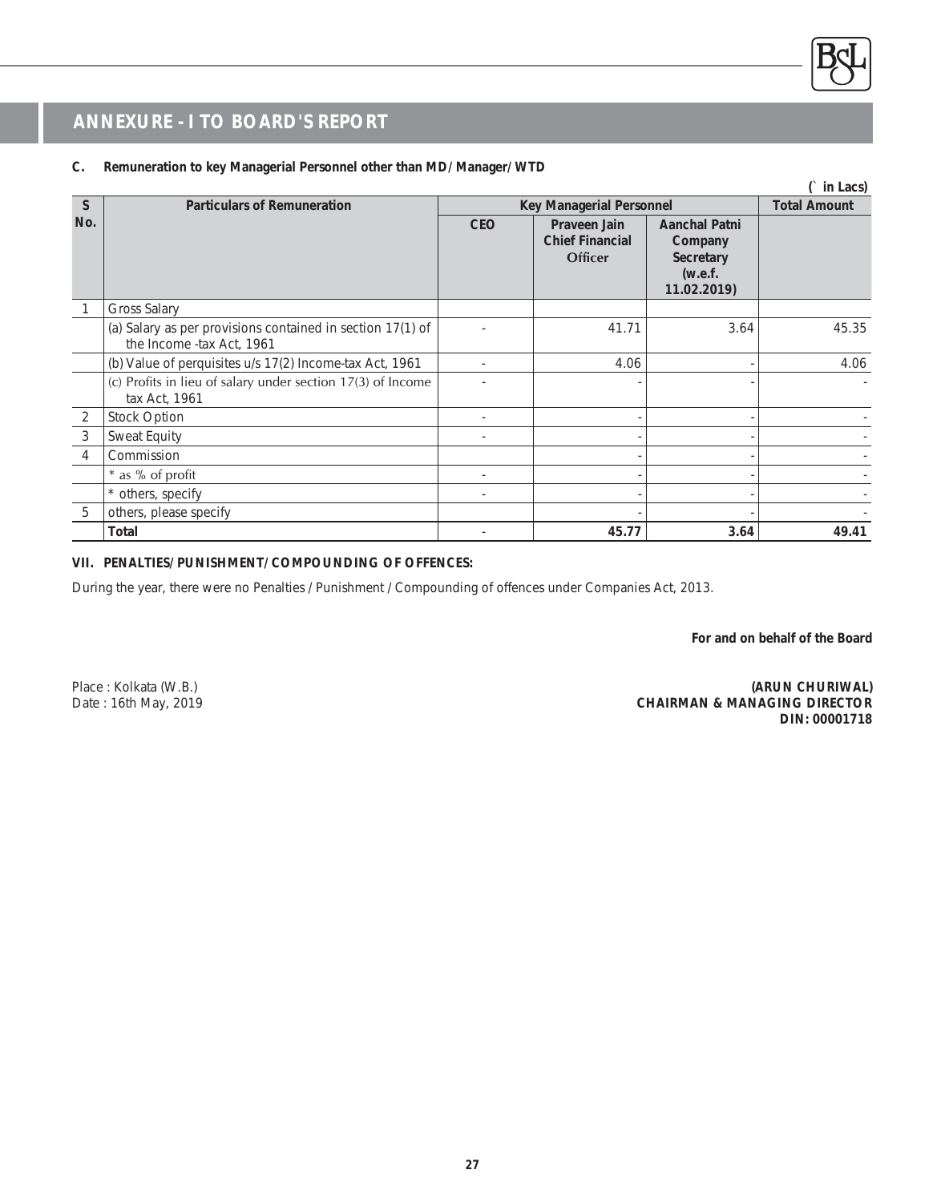# ANNEXURE - I TO BOARD'S REPORT

**C. Remuneration to key Managerial Personnel other than MD/Manager/WTD**

**(` in Lacs)**

| S No. | Particulars of Remuneration | Key Managerial Personnel | | | Total Amount |
|---|---|---|---|---|---|
| | | CEO | Praveen Jain Chief Financial Officer | Aanchal Patni Company Secretary (w.e.f. 11.02.2019) | |
| 1 | Gross Salary | | | | |
| | (a) Salary as per provisions contained in section 17(1) of the Income -tax Act, 1961 | - | 41.71 | 3.64 | 45.35 |
| | (b) Value of perquisites u/s 17(2) Income-tax Act, 1961 | - | 4.06 | - | 4.06 |
| | (c) Profits in lieu of salary under section 17(3) of Income tax Act, 1961 | - | - | - | - |
| 2 | Stock Option | - | - | - | - |
| 3 | Sweat Equity | - | - | - | - |
| 4 | Commission | | - | - | - |
| | * as % of profit | - | - | - | - |
| | * others, specify | - | - | - | - |
| 5 | others, please specify | | - | - | - |
| | **Total** | - | **45.77** | **3.64** | **49.41** |

**VII. PENALTIES/ PUNISHMENT/ COMPOUNDING OF OFFENCES:**

During the year, there were no Penalties / Punishment / Compounding of offences under Companies Act, 2013.

**For and on behalf of the Board**

Place : Kolkata (W.B.)
Date : 16th May, 2019

**(ARUN CHURIWAL)**
**CHAIRMAN & MANAGING DIRECTOR**
**DIN: 00001718**